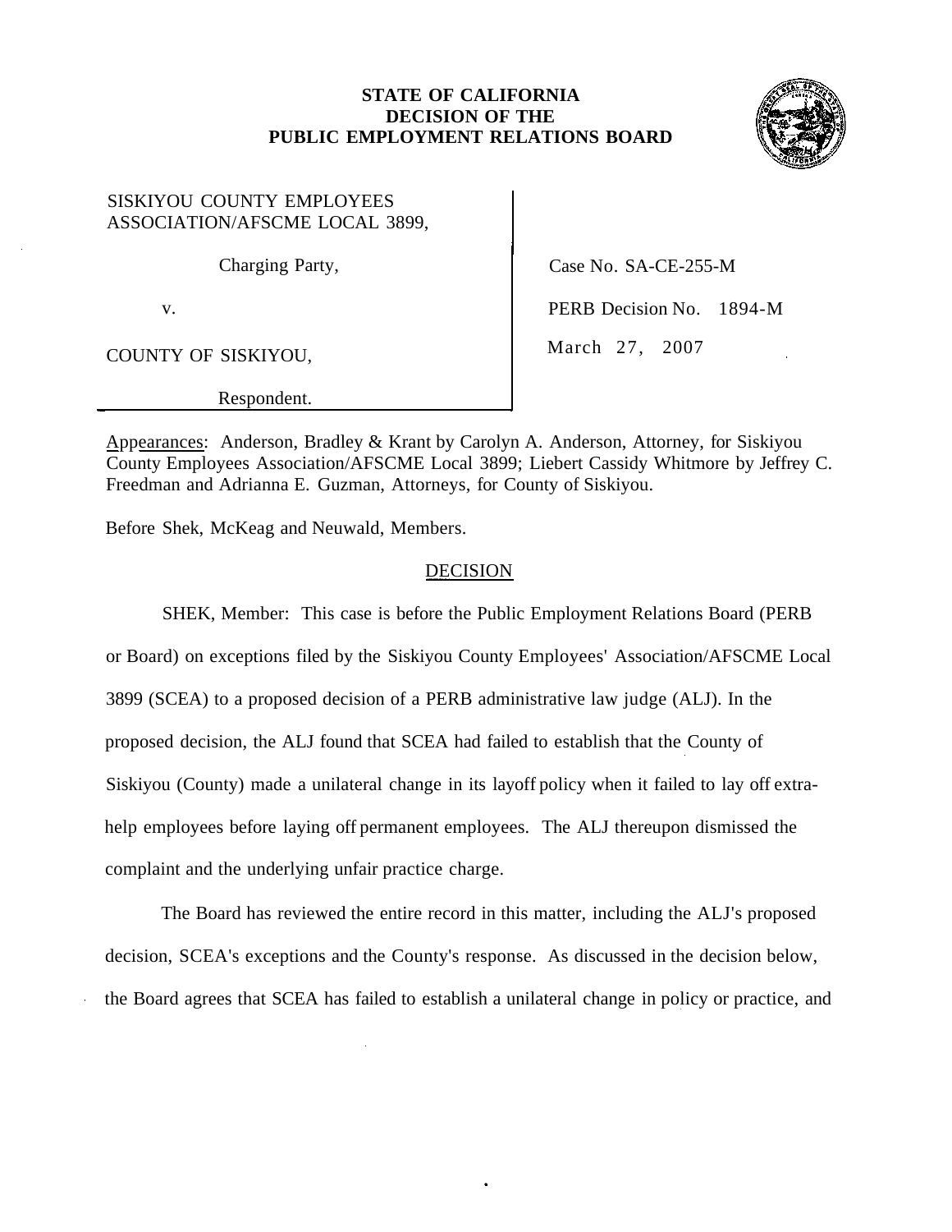**STATE OF CALIFORNIA**
**DECISION OF THE**
**PUBLIC EMPLOYMENT RELATIONS BOARD**

| | |
|---|---|
| SISKIYOU COUNTY EMPLOYEES ASSOCIATION/AFSCME LOCAL 3899, | |
| Charging Party, | Case No. SA-CE-255-M |
| v. | PERB Decision No. 1894-M |
| COUNTY OF SISKIYOU, | March 27, 2007 |
| Respondent. | |

Appearances: Anderson, Bradley & Krant by Carolyn A. Anderson, Attorney, for Siskiyou County Employees Association/AFSCME Local 3899; Liebert Cassidy Whitmore by Jeffrey C. Freedman and Adrianna E. Guzman, Attorneys, for County of Siskiyou.

Before Shek, McKeag and Neuwald, Members.

## DECISION

SHEK, Member: This case is before the Public Employment Relations Board (PERB or Board) on exceptions filed by the Siskiyou County Employees' Association/AFSCME Local 3899 (SCEA) to a proposed decision of a PERB administrative law judge (ALJ). In the proposed decision, the ALJ found that SCEA had failed to establish that the County of Siskiyou (County) made a unilateral change in its layoff policy when it failed to lay off extra-help employees before laying off permanent employees. The ALJ thereupon dismissed the complaint and the underlying unfair practice charge.

The Board has reviewed the entire record in this matter, including the ALJ's proposed decision, SCEA's exceptions and the County's response. As discussed in the decision below, the Board agrees that SCEA has failed to establish a unilateral change in policy or practice, and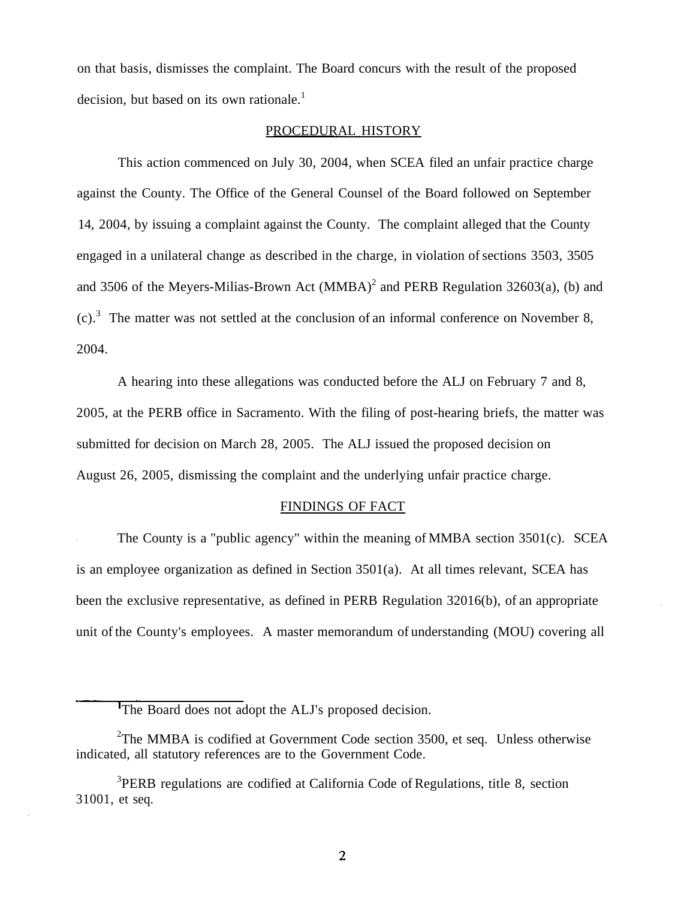on that basis, dismisses the complaint. The Board concurs with the result of the proposed decision, but based on its own rationale.[1]

## PROCEDURAL HISTORY

This action commenced on July 30, 2004, when SCEA filed an unfair practice charge against the County. The Office of the General Counsel of the Board followed on September 14, 2004, by issuing a complaint against the County. The complaint alleged that the County engaged in a unilateral change as described in the charge, in violation of sections 3503, 3505 and 3506 of the Meyers-Milias-Brown Act (MMBA)[2] and PERB Regulation 32603(a), (b) and (c).[3] The matter was not settled at the conclusion of an informal conference on November 8, 2004.

A hearing into these allegations was conducted before the ALJ on February 7 and 8, 2005, at the PERB office in Sacramento. With the filing of post-hearing briefs, the matter was submitted for decision on March 28, 2005. The ALJ issued the proposed decision on August 26, 2005, dismissing the complaint and the underlying unfair practice charge.

## FINDINGS OF FACT

The County is a "public agency" within the meaning of MMBA section 3501(c). SCEA is an employee organization as defined in Section 3501(a). At all times relevant, SCEA has been the exclusive representative, as defined in PERB Regulation 32016(b), of an appropriate unit of the County's employees. A master memorandum of understanding (MOU) covering all

---

[1] The Board does not adopt the ALJ's proposed decision.

[2] The MMBA is codified at Government Code section 3500, et seq. Unless otherwise indicated, all statutory references are to the Government Code.

[3] PERB regulations are codified at California Code of Regulations, title 8, section 31001, et seq.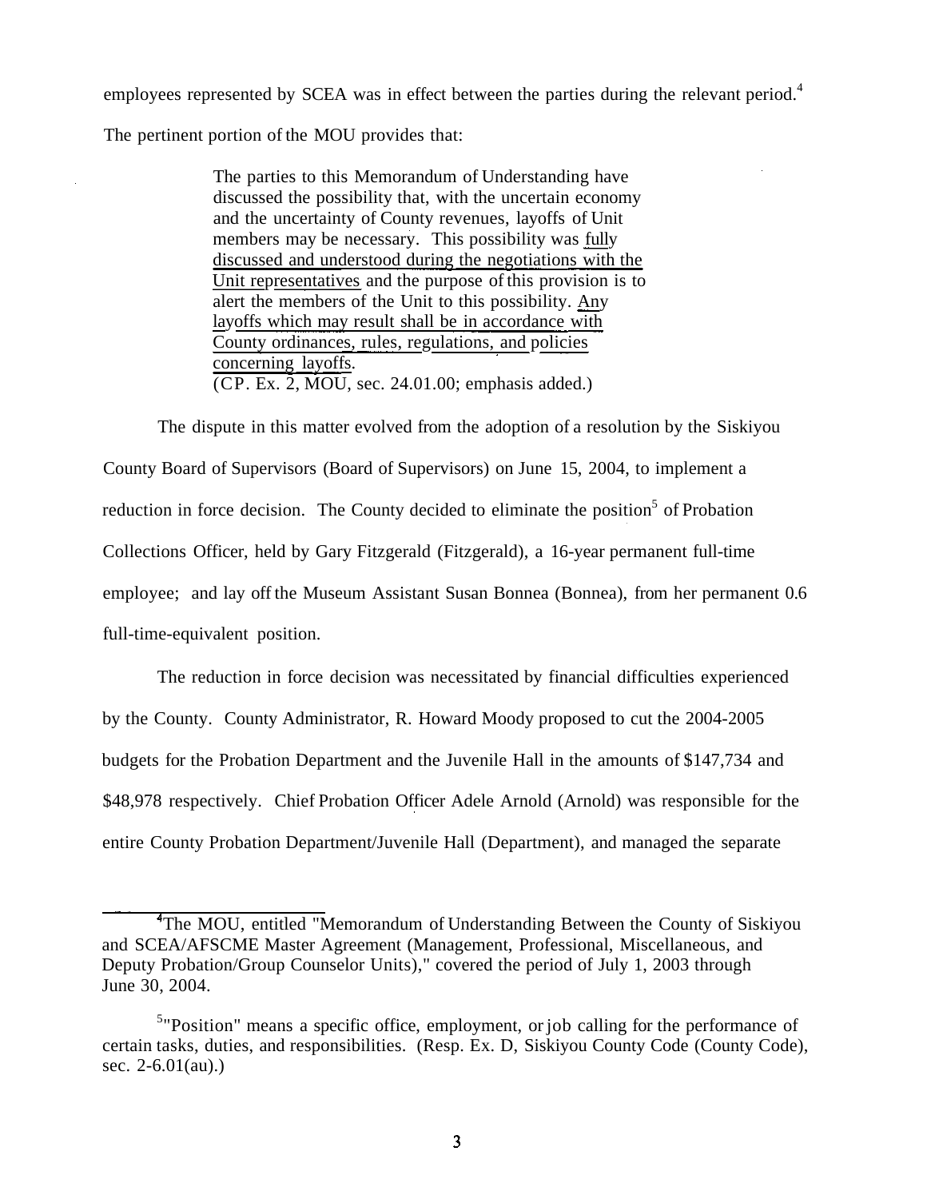employees represented by SCEA was in effect between the parties during the relevant period.[4]

The pertinent portion of the MOU provides that:

> The parties to this Memorandum of Understanding have discussed the possibility that, with the uncertain economy and the uncertainty of County revenues, layoffs of Unit members may be necessary. This possibility was <u>fully discussed and understood during the negotiations with the Unit representatives</u> and the purpose of this provision is to alert the members of the Unit to this possibility. <u>Any layoffs which may result shall be in accordance with County ordinances, rules, regulations, and policies concerning layoffs</u>.
> (CP. Ex. 2, MOU, sec. 24.01.00; emphasis added.)

The dispute in this matter evolved from the adoption of a resolution by the Siskiyou County Board of Supervisors (Board of Supervisors) on June 15, 2004, to implement a reduction in force decision. The County decided to eliminate the position[5] of Probation Collections Officer, held by Gary Fitzgerald (Fitzgerald), a 16-year permanent full-time employee; and lay off the Museum Assistant Susan Bonnea (Bonnea), from her permanent 0.6 full-time-equivalent position.

The reduction in force decision was necessitated by financial difficulties experienced by the County. County Administrator, R. Howard Moody proposed to cut the 2004-2005 budgets for the Probation Department and the Juvenile Hall in the amounts of $147,734 and $48,978 respectively. Chief Probation Officer Adele Arnold (Arnold) was responsible for the entire County Probation Department/Juvenile Hall (Department), and managed the separate

---

[4] The MOU, entitled "Memorandum of Understanding Between the County of Siskiyou and SCEA/AFSCME Master Agreement (Management, Professional, Miscellaneous, and Deputy Probation/Group Counselor Units)," covered the period of July 1, 2003 through June 30, 2004.

[5] "Position" means a specific office, employment, or job calling for the performance of certain tasks, duties, and responsibilities. (Resp. Ex. D, Siskiyou County Code (County Code), sec. 2-6.01(au).)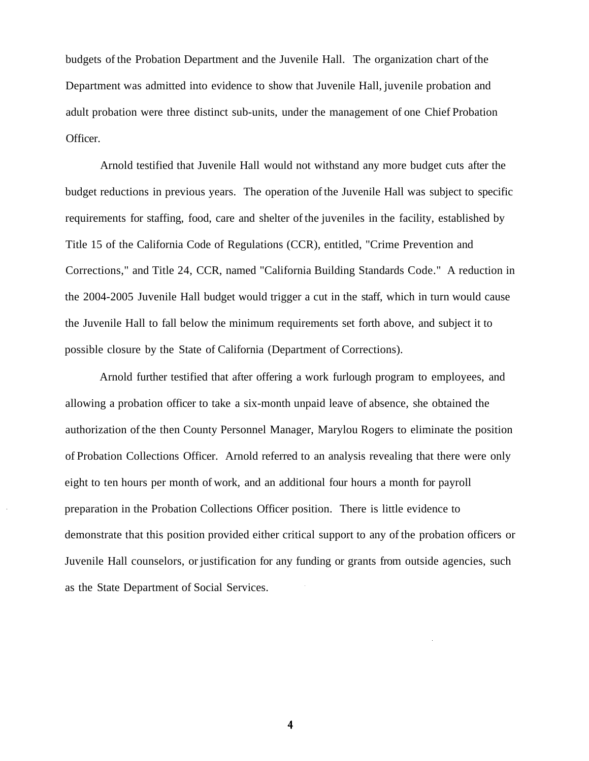budgets of the Probation Department and the Juvenile Hall. The organization chart of the Department was admitted into evidence to show that Juvenile Hall, juvenile probation and adult probation were three distinct sub-units, under the management of one Chief Probation Officer.

Arnold testified that Juvenile Hall would not withstand any more budget cuts after the budget reductions in previous years. The operation of the Juvenile Hall was subject to specific requirements for staffing, food, care and shelter of the juveniles in the facility, established by Title 15 of the California Code of Regulations (CCR), entitled, "Crime Prevention and Corrections," and Title 24, CCR, named "California Building Standards Code." A reduction in the 2004-2005 Juvenile Hall budget would trigger a cut in the staff, which in turn would cause the Juvenile Hall to fall below the minimum requirements set forth above, and subject it to possible closure by the State of California (Department of Corrections).

Arnold further testified that after offering a work furlough program to employees, and allowing a probation officer to take a six-month unpaid leave of absence, she obtained the authorization of the then County Personnel Manager, Marylou Rogers to eliminate the position of Probation Collections Officer. Arnold referred to an analysis revealing that there were only eight to ten hours per month of work, and an additional four hours a month for payroll preparation in the Probation Collections Officer position. There is little evidence to demonstrate that this position provided either critical support to any of the probation officers or Juvenile Hall counselors, or justification for any funding or grants from outside agencies, such as the State Department of Social Services.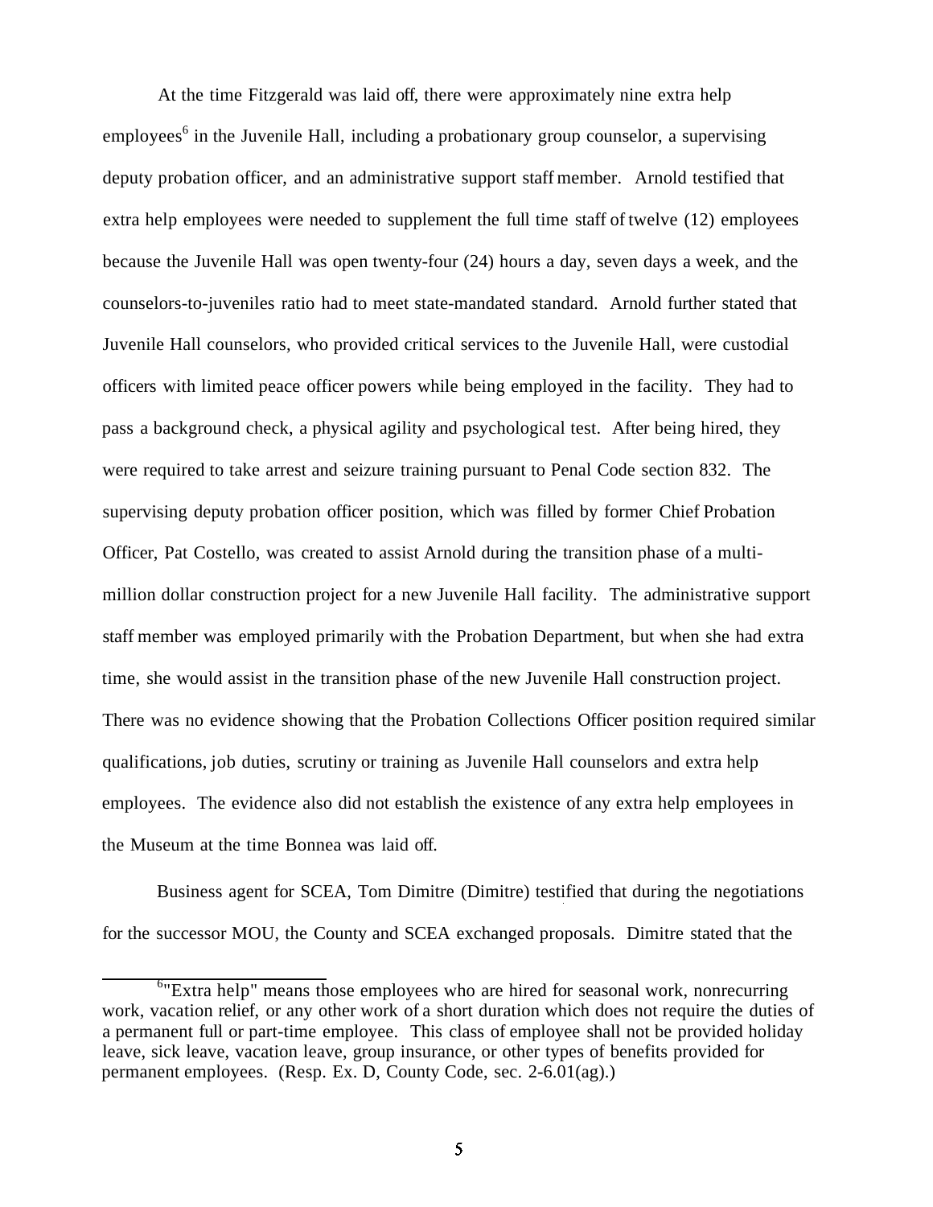At the time Fitzgerald was laid off, there were approximately nine extra help employees[6] in the Juvenile Hall, including a probationary group counselor, a supervising deputy probation officer, and an administrative support staff member. Arnold testified that extra help employees were needed to supplement the full time staff of twelve (12) employees because the Juvenile Hall was open twenty-four (24) hours a day, seven days a week, and the counselors-to-juveniles ratio had to meet state-mandated standard. Arnold further stated that Juvenile Hall counselors, who provided critical services to the Juvenile Hall, were custodial officers with limited peace officer powers while being employed in the facility. They had to pass a background check, a physical agility and psychological test. After being hired, they were required to take arrest and seizure training pursuant to Penal Code section 832. The supervising deputy probation officer position, which was filled by former Chief Probation Officer, Pat Costello, was created to assist Arnold during the transition phase of a multi-million dollar construction project for a new Juvenile Hall facility. The administrative support staff member was employed primarily with the Probation Department, but when she had extra time, she would assist in the transition phase of the new Juvenile Hall construction project. There was no evidence showing that the Probation Collections Officer position required similar qualifications, job duties, scrutiny or training as Juvenile Hall counselors and extra help employees. The evidence also did not establish the existence of any extra help employees in the Museum at the time Bonnea was laid off.

Business agent for SCEA, Tom Dimitre (Dimitre) testified that during the negotiations for the successor MOU, the County and SCEA exchanged proposals. Dimitre stated that the

---

[6] "Extra help" means those employees who are hired for seasonal work, nonrecurring work, vacation relief, or any other work of a short duration which does not require the duties of a permanent full or part-time employee. This class of employee shall not be provided holiday leave, sick leave, vacation leave, group insurance, or other types of benefits provided for permanent employees. (Resp. Ex. D, County Code, sec. 2-6.01(ag).)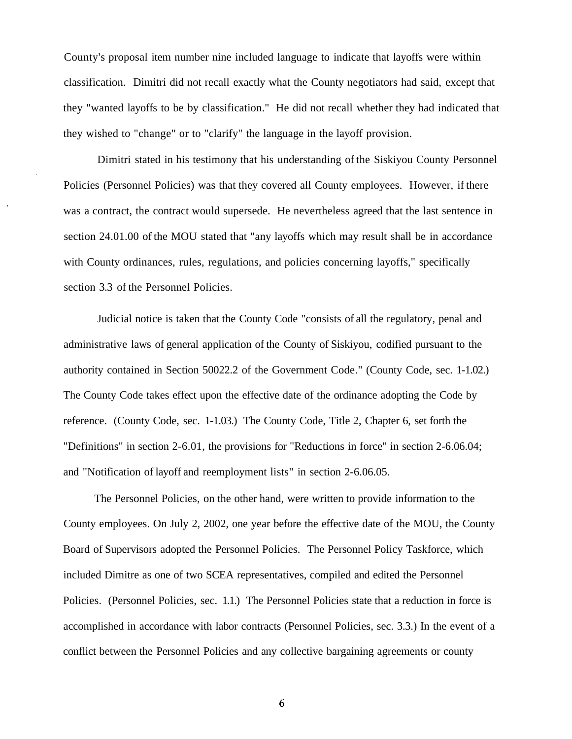County's proposal item number nine included language to indicate that layoffs were within classification. Dimitri did not recall exactly what the County negotiators had said, except that they "wanted layoffs to be by classification." He did not recall whether they had indicated that they wished to "change" or to "clarify" the language in the layoff provision.

Dimitri stated in his testimony that his understanding of the Siskiyou County Personnel Policies (Personnel Policies) was that they covered all County employees. However, if there was a contract, the contract would supersede. He nevertheless agreed that the last sentence in section 24.01.00 of the MOU stated that "any layoffs which may result shall be in accordance with County ordinances, rules, regulations, and policies concerning layoffs," specifically section 3.3 of the Personnel Policies.

Judicial notice is taken that the County Code "consists of all the regulatory, penal and administrative laws of general application of the County of Siskiyou, codified pursuant to the authority contained in Section 50022.2 of the Government Code." (County Code, sec. 1-1.02.) The County Code takes effect upon the effective date of the ordinance adopting the Code by reference. (County Code, sec. 1-1.03.) The County Code, Title 2, Chapter 6, set forth the "Definitions" in section 2-6.01, the provisions for "Reductions in force" in section 2-6.06.04; and "Notification of layoff and reemployment lists" in section 2-6.06.05.

The Personnel Policies, on the other hand, were written to provide information to the County employees. On July 2, 2002, one year before the effective date of the MOU, the County Board of Supervisors adopted the Personnel Policies. The Personnel Policy Taskforce, which included Dimitre as one of two SCEA representatives, compiled and edited the Personnel Policies. (Personnel Policies, sec. 1.1.) The Personnel Policies state that a reduction in force is accomplished in accordance with labor contracts (Personnel Policies, sec. 3.3.) In the event of a conflict between the Personnel Policies and any collective bargaining agreements or county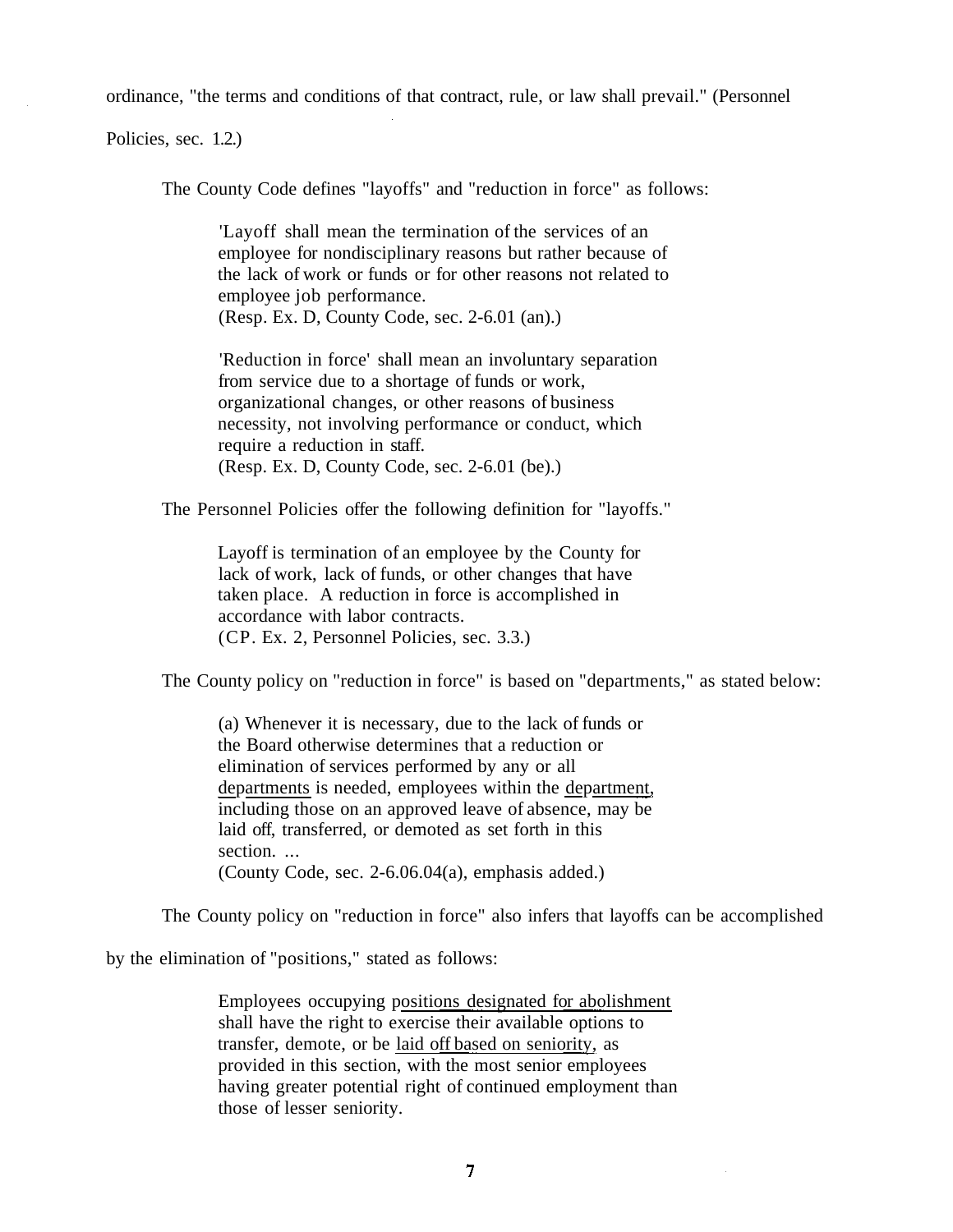ordinance, "the terms and conditions of that contract, rule, or law shall prevail." (Personnel Policies, sec. 1.2.)

The County Code defines "layoffs" and "reduction in force" as follows:

> 'Layoff shall mean the termination of the services of an employee for nondisciplinary reasons but rather because of the lack of work or funds or for other reasons not related to employee job performance.
> (Resp. Ex. D, County Code, sec. 2-6.01 (an).)
>
> 'Reduction in force' shall mean an involuntary separation from service due to a shortage of funds or work, organizational changes, or other reasons of business necessity, not involving performance or conduct, which require a reduction in staff.
> (Resp. Ex. D, County Code, sec. 2-6.01 (be).)

The Personnel Policies offer the following definition for "layoffs."

> Layoff is termination of an employee by the County for lack of work, lack of funds, or other changes that have taken place. A reduction in force is accomplished in accordance with labor contracts.
> (CP. Ex. 2, Personnel Policies, sec. 3.3.)

The County policy on "reduction in force" is based on "departments," as stated below:

> (a) Whenever it is necessary, due to the lack of funds or the Board otherwise determines that a reduction or elimination of services performed by any or all <u>departments</u> is needed, employees within the <u>department</u>, including those on an approved leave of absence, may be laid off, transferred, or demoted as set forth in this section. ...
> (County Code, sec. 2-6.06.04(a), emphasis added.)

The County policy on "reduction in force" also infers that layoffs can be accomplished by the elimination of "positions," stated as follows:

> Employees occupying <u>positions designated for abolishment</u> shall have the right to exercise their available options to transfer, demote, or be <u>laid off based on seniority</u>, as provided in this section, with the most senior employees having greater potential right of continued employment than those of lesser seniority.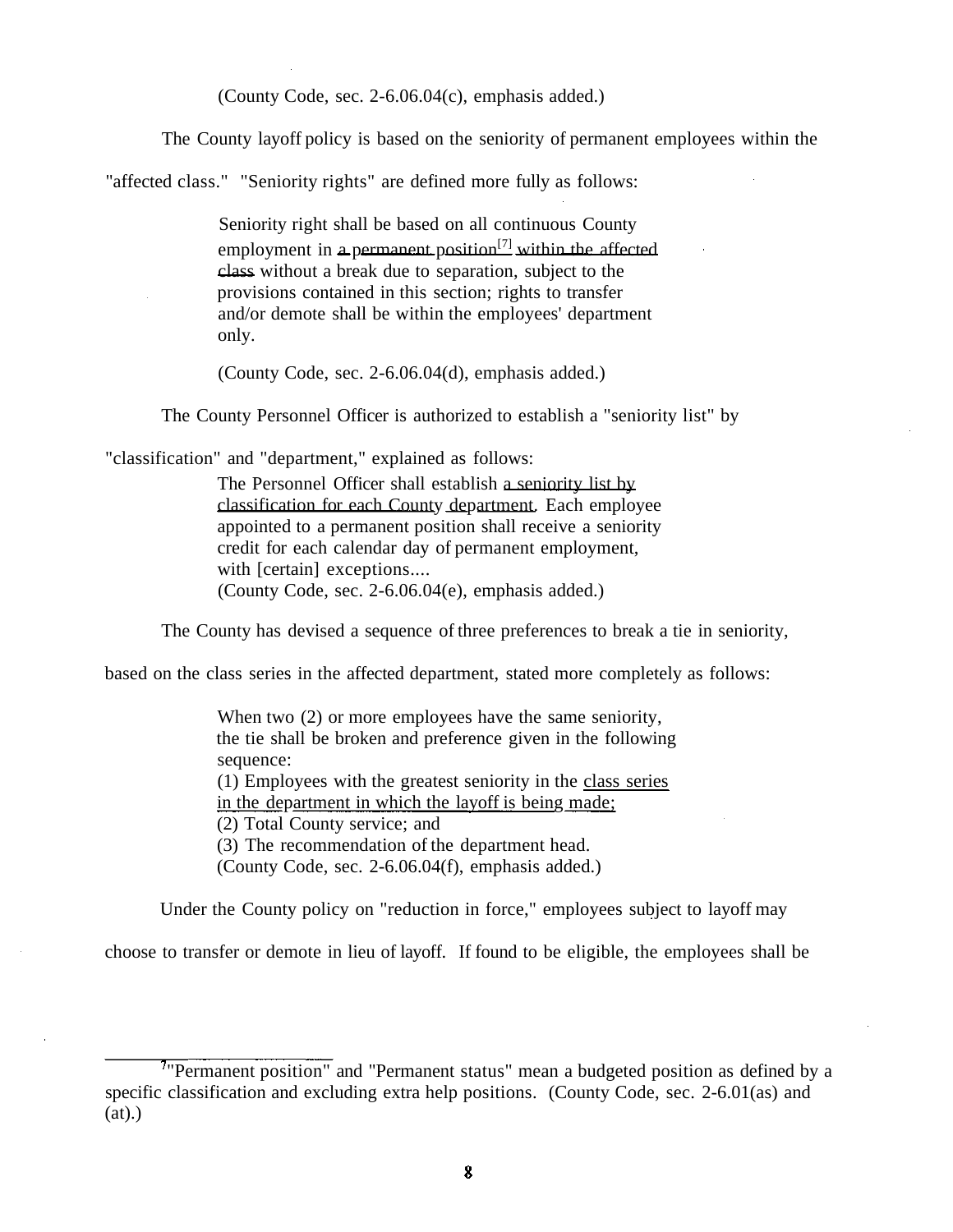(County Code, sec. 2-6.06.04(c), emphasis added.)

The County layoff policy is based on the seniority of permanent employees within the "affected class." "Seniority rights" are defined more fully as follows:

> Seniority right shall be based on all continuous County employment in a permanent position[7] within the affected class without a break due to separation, subject to the provisions contained in this section; rights to transfer and/or demote shall be within the employees' department only.
>
> (County Code, sec. 2-6.06.04(d), emphasis added.)

The County Personnel Officer is authorized to establish a "seniority list" by "classification" and "department," explained as follows:

> The Personnel Officer shall establish a seniority list by classification for each County department. Each employee appointed to a permanent position shall receive a seniority credit for each calendar day of permanent employment, with [certain] exceptions....
> (County Code, sec. 2-6.06.04(e), emphasis added.)

The County has devised a sequence of three preferences to break a tie in seniority, based on the class series in the affected department, stated more completely as follows:

> When two (2) or more employees have the same seniority, the tie shall be broken and preference given in the following sequence:
> (1) Employees with the greatest seniority in the class series in the department in which the layoff is being made;
> (2) Total County service; and
> (3) The recommendation of the department head.
> (County Code, sec. 2-6.06.04(f), emphasis added.)

Under the County policy on "reduction in force," employees subject to layoff may choose to transfer or demote in lieu of layoff. If found to be eligible, the employees shall be

---

[7] "Permanent position" and "Permanent status" mean a budgeted position as defined by a specific classification and excluding extra help positions. (County Code, sec. 2-6.01(as) and (at).)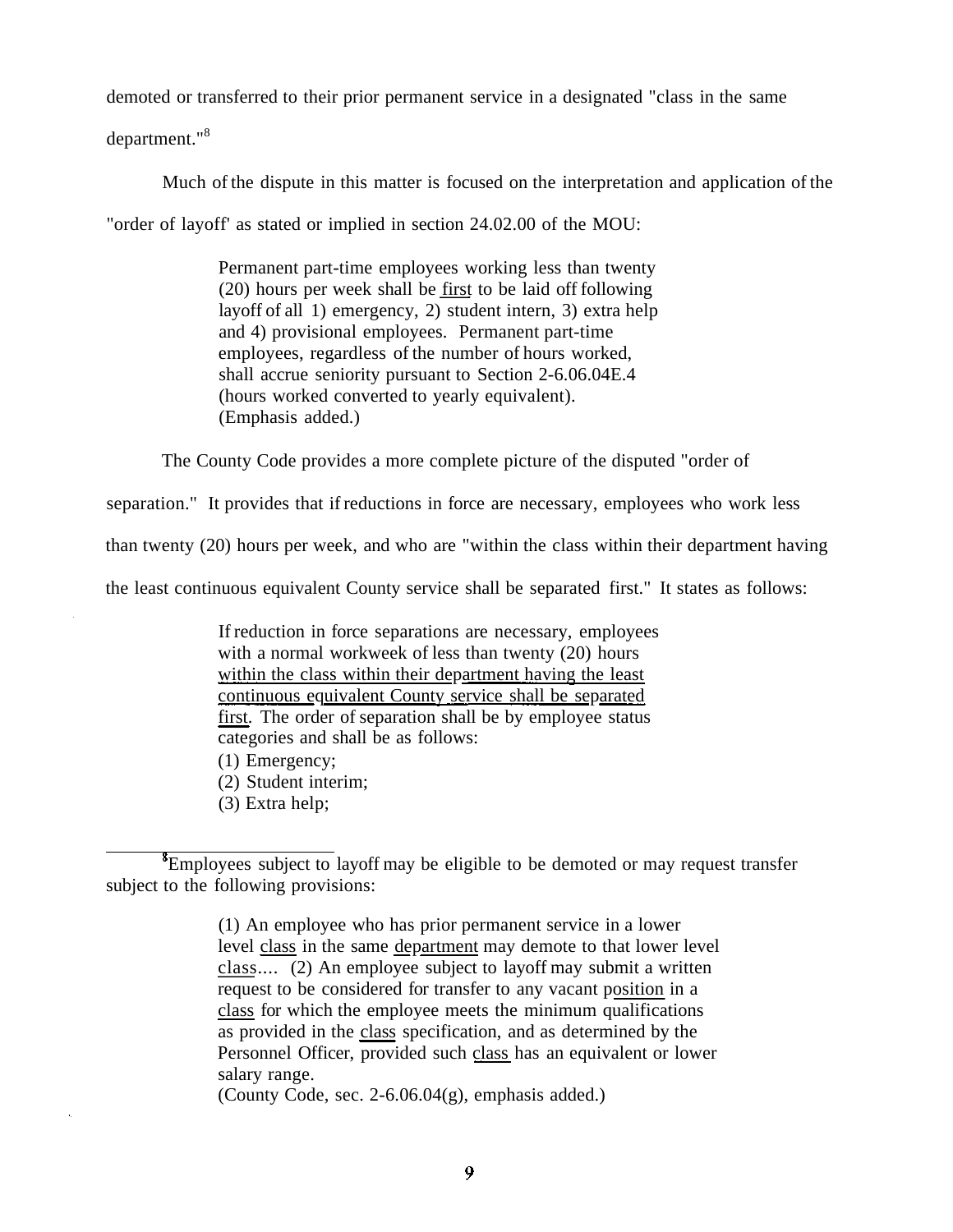demoted or transferred to their prior permanent service in a designated "class in the same department."[8]

Much of the dispute in this matter is focused on the interpretation and application of the "order of layoff' as stated or implied in section 24.02.00 of the MOU:

> Permanent part-time employees working less than twenty (20) hours per week shall be <u>first</u> to be laid off following layoff of all 1) emergency, 2) student intern, 3) extra help and 4) provisional employees. Permanent part-time employees, regardless of the number of hours worked, shall accrue seniority pursuant to Section 2-6.06.04E.4 (hours worked converted to yearly equivalent). (Emphasis added.)

The County Code provides a more complete picture of the disputed "order of separation." It provides that if reductions in force are necessary, employees who work less than twenty (20) hours per week, and who are "within the class within their department having the least continuous equivalent County service shall be separated first." It states as follows:

> If reduction in force separations are necessary, employees with a normal workweek of less than twenty (20) hours <u>within the class within their department having the least continuous equivalent County service shall be separated first</u>. The order of separation shall be by employee status categories and shall be as follows:
> (1) Emergency;
> (2) Student interim;
> (3) Extra help;

---

[8] Employees subject to layoff may be eligible to be demoted or may request transfer subject to the following provisions:

> (1) An employee who has prior permanent service in a lower level <u>class</u> in the same <u>department</u> may demote to that lower level <u>class</u>.... (2) An employee subject to layoff may submit a written request to be considered for transfer to any vacant <u>position</u> in a <u>class</u> for which the employee meets the minimum qualifications as provided in the <u>class</u> specification, and as determined by the Personnel Officer, provided such <u>class</u> has an equivalent or lower salary range.
> (County Code, sec. 2-6.06.04(g), emphasis added.)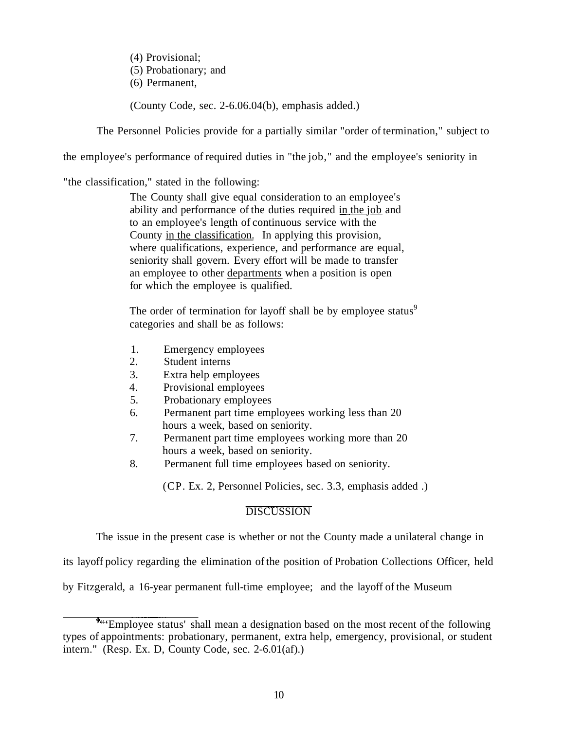(4) Provisional;
(5) Probationary; and
(6) Permanent,

(County Code, sec. 2-6.06.04(b), emphasis added.)

The Personnel Policies provide for a partially similar "order of termination," subject to the employee's performance of required duties in "the job," and the employee's seniority in "the classification," stated in the following:

> The County shall give equal consideration to an employee's ability and performance of the duties required <u>in the job</u> and to an employee's length of continuous service with the County <u>in the classification</u>. In applying this provision, where qualifications, experience, and performance are equal, seniority shall govern. Every effort will be made to transfer an employee to other <u>departments</u> when a position is open for which the employee is qualified.
>
> The order of termination for layoff shall be by employee status[9] categories and shall be as follows:
>
> 1. Emergency employees
> 2. Student interns
> 3. Extra help employees
> 4. Provisional employees
> 5. Probationary employees
> 6. Permanent part time employees working less than 20 hours a week, based on seniority.
> 7. Permanent part time employees working more than 20 hours a week, based on seniority.
> 8. Permanent full time employees based on seniority.
>
> (CP. Ex. 2, Personnel Policies, sec. 3.3, emphasis added .)

## DISCUSSION

The issue in the present case is whether or not the County made a unilateral change in its layoff policy regarding the elimination of the position of Probation Collections Officer, held by Fitzgerald, a 16-year permanent full-time employee; and the layoff of the Museum

---

[9] "'Employee status' shall mean a designation based on the most recent of the following types of appointments: probationary, permanent, extra help, emergency, provisional, or student intern." (Resp. Ex. D, County Code, sec. 2-6.01(af).)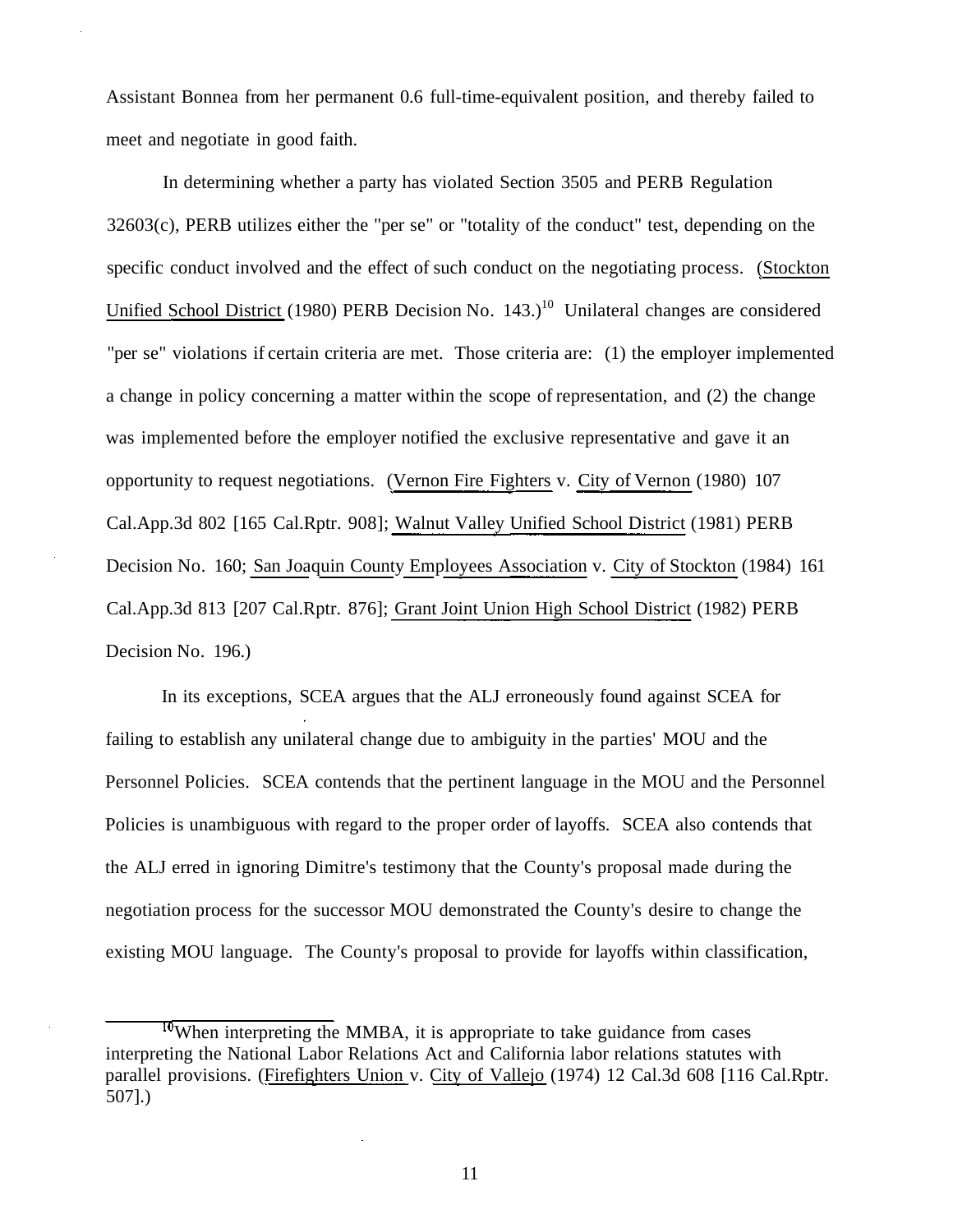Assistant Bonnea from her permanent 0.6 full-time-equivalent position, and thereby failed to meet and negotiate in good faith.

In determining whether a party has violated Section 3505 and PERB Regulation 32603(c), PERB utilizes either the "per se" or "totality of the conduct" test, depending on the specific conduct involved and the effect of such conduct on the negotiating process. (Stockton Unified School District (1980) PERB Decision No. 143.)[10] Unilateral changes are considered "per se" violations if certain criteria are met. Those criteria are: (1) the employer implemented a change in policy concerning a matter within the scope of representation, and (2) the change was implemented before the employer notified the exclusive representative and gave it an opportunity to request negotiations. (Vernon Fire Fighters v. City of Vernon (1980) 107 Cal.App.3d 802 [165 Cal.Rptr. 908]; Walnut Valley Unified School District (1981) PERB Decision No. 160; San Joaquin County Employees Association v. City of Stockton (1984) 161 Cal.App.3d 813 [207 Cal.Rptr. 876]; Grant Joint Union High School District (1982) PERB Decision No. 196.)

In its exceptions, SCEA argues that the ALJ erroneously found against SCEA for failing to establish any unilateral change due to ambiguity in the parties' MOU and the Personnel Policies. SCEA contends that the pertinent language in the MOU and the Personnel Policies is unambiguous with regard to the proper order of layoffs. SCEA also contends that the ALJ erred in ignoring Dimitre's testimony that the County's proposal made during the negotiation process for the successor MOU demonstrated the County's desire to change the existing MOU language. The County's proposal to provide for layoffs within classification,

---

[10] When interpreting the MMBA, it is appropriate to take guidance from cases interpreting the National Labor Relations Act and California labor relations statutes with parallel provisions. (Firefighters Union v. City of Vallejo (1974) 12 Cal.3d 608 [116 Cal.Rptr. 507].)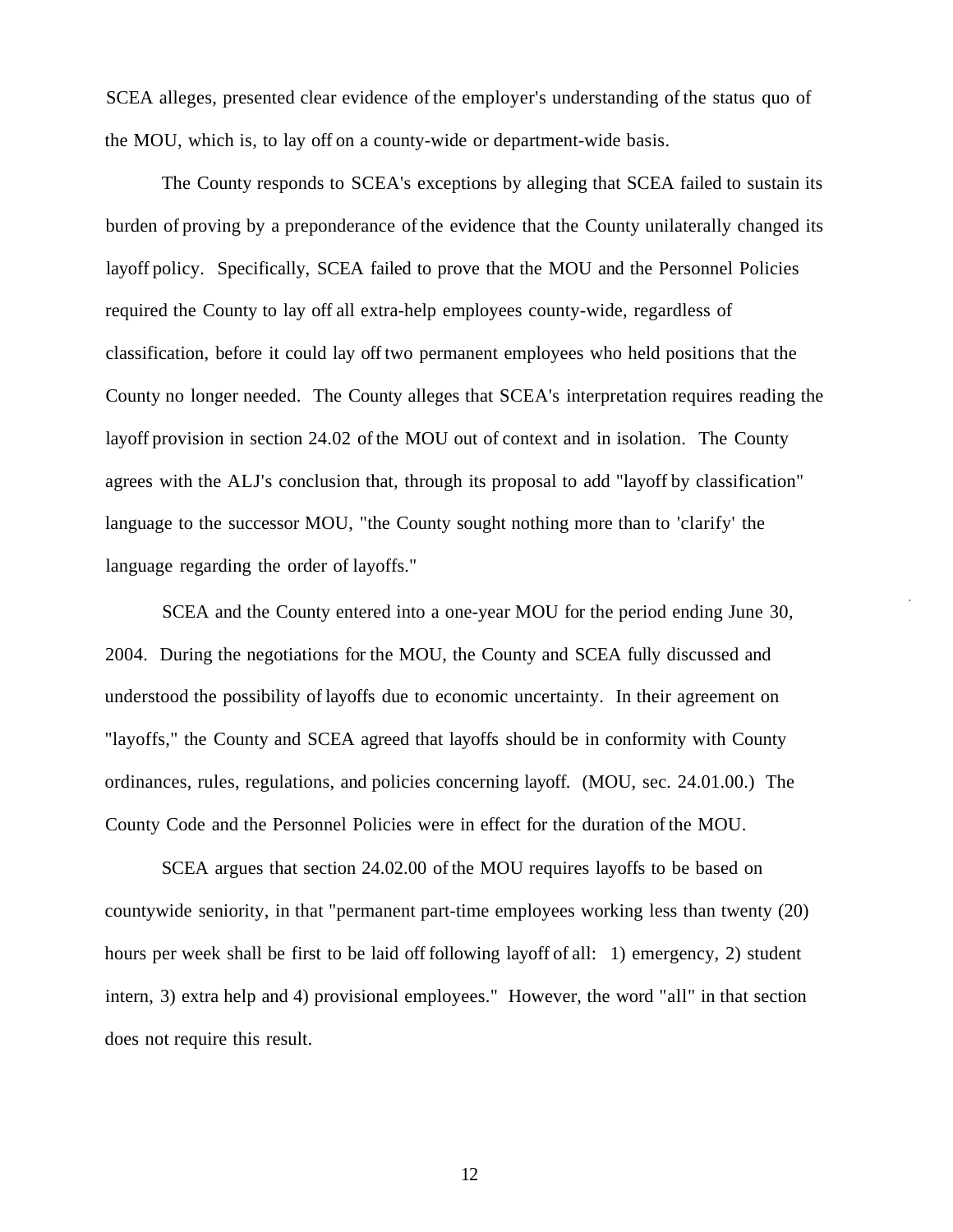SCEA alleges, presented clear evidence of the employer's understanding of the status quo of the MOU, which is, to lay off on a county-wide or department-wide basis.

The County responds to SCEA's exceptions by alleging that SCEA failed to sustain its burden of proving by a preponderance of the evidence that the County unilaterally changed its layoff policy. Specifically, SCEA failed to prove that the MOU and the Personnel Policies required the County to lay off all extra-help employees county-wide, regardless of classification, before it could lay off two permanent employees who held positions that the County no longer needed. The County alleges that SCEA's interpretation requires reading the layoff provision in section 24.02 of the MOU out of context and in isolation. The County agrees with the ALJ's conclusion that, through its proposal to add "layoff by classification" language to the successor MOU, "the County sought nothing more than to 'clarify' the language regarding the order of layoffs."

SCEA and the County entered into a one-year MOU for the period ending June 30, 2004. During the negotiations for the MOU, the County and SCEA fully discussed and understood the possibility of layoffs due to economic uncertainty. In their agreement on "layoffs," the County and SCEA agreed that layoffs should be in conformity with County ordinances, rules, regulations, and policies concerning layoff. (MOU, sec. 24.01.00.) The County Code and the Personnel Policies were in effect for the duration of the MOU.

SCEA argues that section 24.02.00 of the MOU requires layoffs to be based on countywide seniority, in that "permanent part-time employees working less than twenty (20) hours per week shall be first to be laid off following layoff of all: 1) emergency, 2) student intern, 3) extra help and 4) provisional employees." However, the word "all" in that section does not require this result.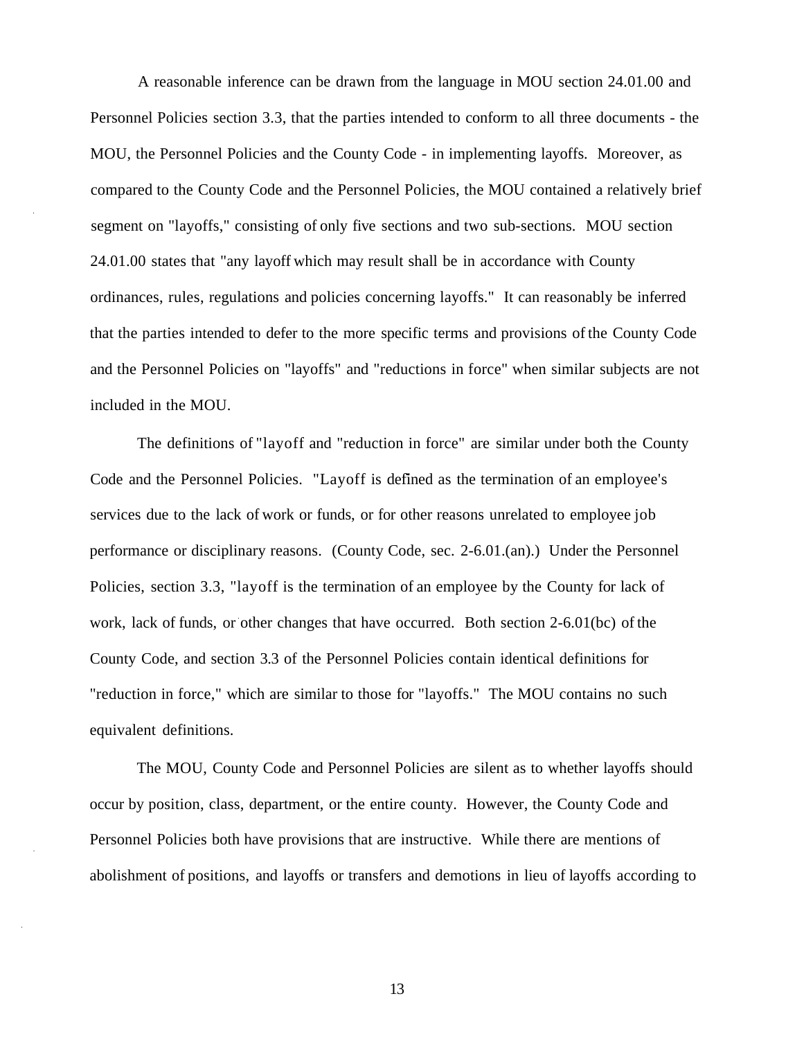A reasonable inference can be drawn from the language in MOU section 24.01.00 and Personnel Policies section 3.3, that the parties intended to conform to all three documents - the MOU, the Personnel Policies and the County Code - in implementing layoffs. Moreover, as compared to the County Code and the Personnel Policies, the MOU contained a relatively brief segment on "layoffs," consisting of only five sections and two sub-sections. MOU section 24.01.00 states that "any layoff which may result shall be in accordance with County ordinances, rules, regulations and policies concerning layoffs." It can reasonably be inferred that the parties intended to defer to the more specific terms and provisions of the County Code and the Personnel Policies on "layoffs" and "reductions in force" when similar subjects are not included in the MOU.

The definitions of "layoff and "reduction in force" are similar under both the County Code and the Personnel Policies. "Layoff is defined as the termination of an employee's services due to the lack of work or funds, or for other reasons unrelated to employee job performance or disciplinary reasons. (County Code, sec. 2-6.01.(an).) Under the Personnel Policies, section 3.3, "layoff is the termination of an employee by the County for lack of work, lack of funds, or other changes that have occurred. Both section 2-6.01(bc) of the County Code, and section 3.3 of the Personnel Policies contain identical definitions for "reduction in force," which are similar to those for "layoffs." The MOU contains no such equivalent definitions.

The MOU, County Code and Personnel Policies are silent as to whether layoffs should occur by position, class, department, or the entire county. However, the County Code and Personnel Policies both have provisions that are instructive. While there are mentions of abolishment of positions, and layoffs or transfers and demotions in lieu of layoffs according to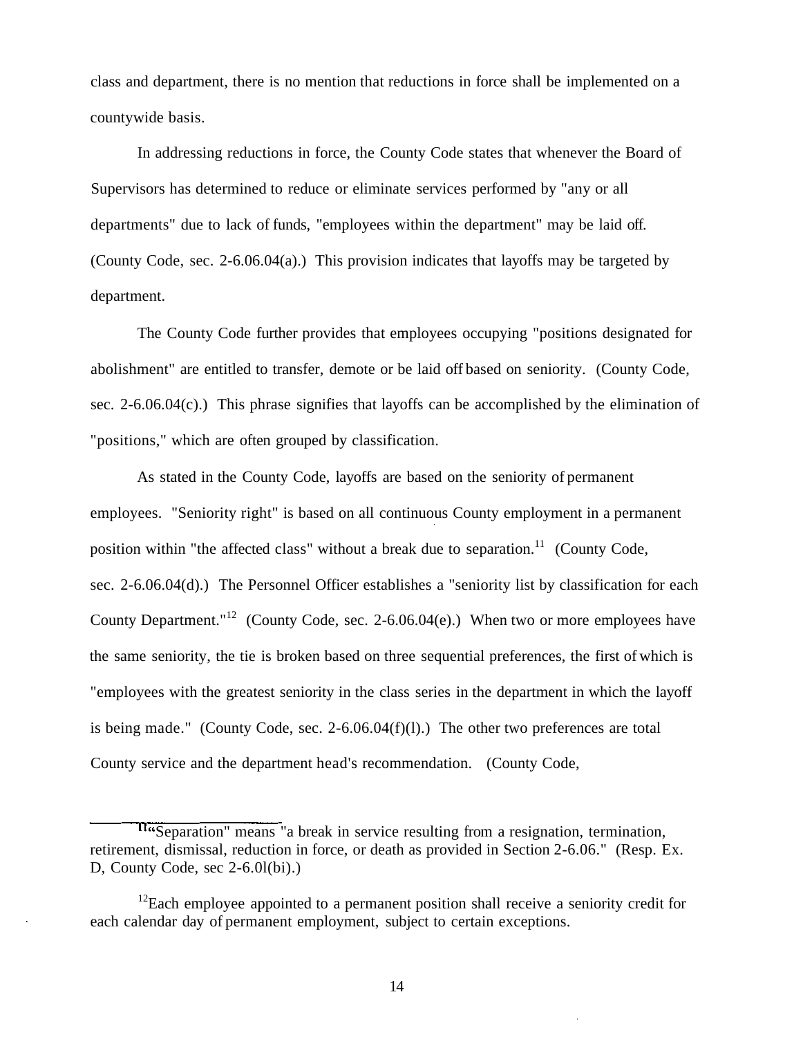class and department, there is no mention that reductions in force shall be implemented on a countywide basis.

In addressing reductions in force, the County Code states that whenever the Board of Supervisors has determined to reduce or eliminate services performed by "any or all departments" due to lack of funds, "employees within the department" may be laid off. (County Code, sec. 2-6.06.04(a).) This provision indicates that layoffs may be targeted by department.

The County Code further provides that employees occupying "positions designated for abolishment" are entitled to transfer, demote or be laid off based on seniority. (County Code, sec. 2-6.06.04(c).) This phrase signifies that layoffs can be accomplished by the elimination of "positions," which are often grouped by classification.

As stated in the County Code, layoffs are based on the seniority of permanent employees. "Seniority right" is based on all continuous County employment in a permanent position within "the affected class" without a break due to separation.[11] (County Code, sec. 2-6.06.04(d).) The Personnel Officer establishes a "seniority list by classification for each County Department."[12] (County Code, sec. 2-6.06.04(e).) When two or more employees have the same seniority, the tie is broken based on three sequential preferences, the first of which is "employees with the greatest seniority in the class series in the department in which the layoff is being made." (County Code, sec. 2-6.06.04(f)(l).) The other two preferences are total County service and the department head's recommendation. (County Code,

---

[11] "Separation" means "a break in service resulting from a resignation, termination, retirement, dismissal, reduction in force, or death as provided in Section 2-6.06." (Resp. Ex. D, County Code, sec 2-6.0l(bi).)

[12] Each employee appointed to a permanent position shall receive a seniority credit for each calendar day of permanent employment, subject to certain exceptions.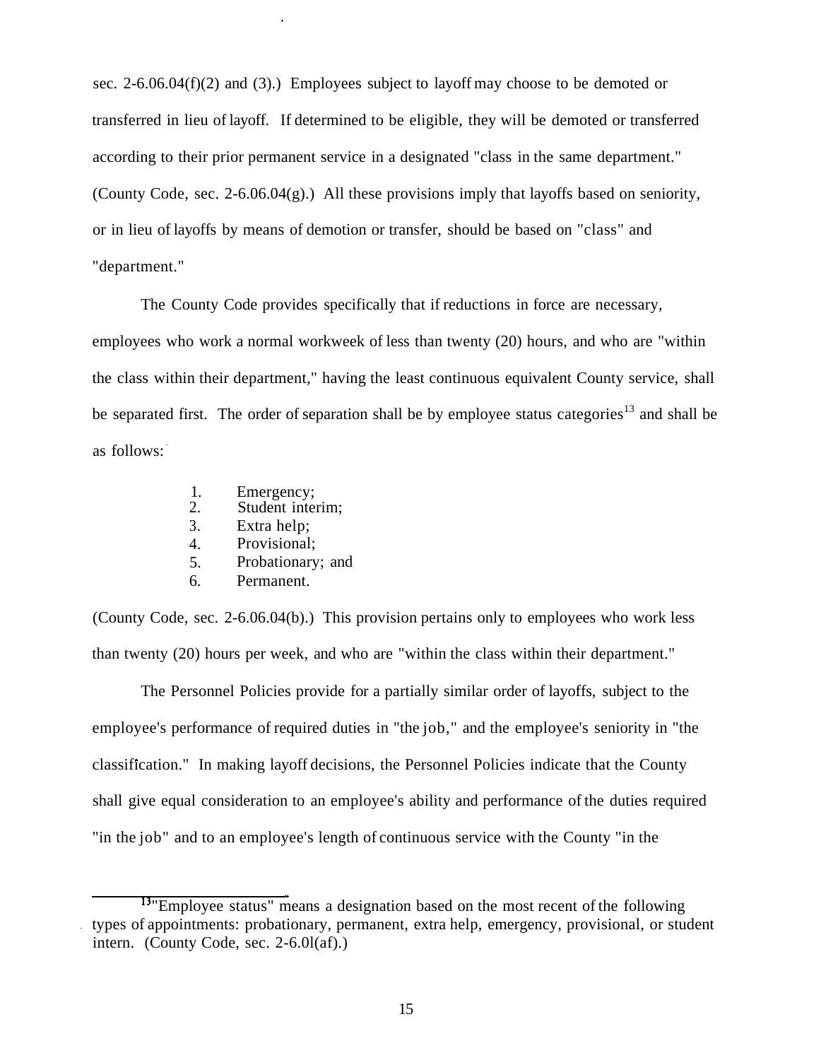sec. 2-6.06.04(f)(2) and (3).) Employees subject to layoff may choose to be demoted or transferred in lieu of layoff. If determined to be eligible, they will be demoted or transferred according to their prior permanent service in a designated "class in the same department." (County Code, sec. 2-6.06.04(g).) All these provisions imply that layoffs based on seniority, or in lieu of layoffs by means of demotion or transfer, should be based on "class" and "department."

The County Code provides specifically that if reductions in force are necessary, employees who work a normal workweek of less than twenty (20) hours, and who are "within the class within their department," having the least continuous equivalent County service, shall be separated first. The order of separation shall be by employee status categories[13] and shall be as follows:

1. Emergency;
2. Student interim;
3. Extra help;
4. Provisional;
5. Probationary; and
6. Permanent.

(County Code, sec. 2-6.06.04(b).) This provision pertains only to employees who work less than twenty (20) hours per week, and who are "within the class within their department."

The Personnel Policies provide for a partially similar order of layoffs, subject to the employee's performance of required duties in "the job," and the employee's seniority in "the classification." In making layoff decisions, the Personnel Policies indicate that the County shall give equal consideration to an employee's ability and performance of the duties required "in the job" and to an employee's length of continuous service with the County "in the

[13] "Employee status" means a designation based on the most recent of the following types of appointments: probationary, permanent, extra help, emergency, provisional, or student intern. (County Code, sec. 2-6.01(af).)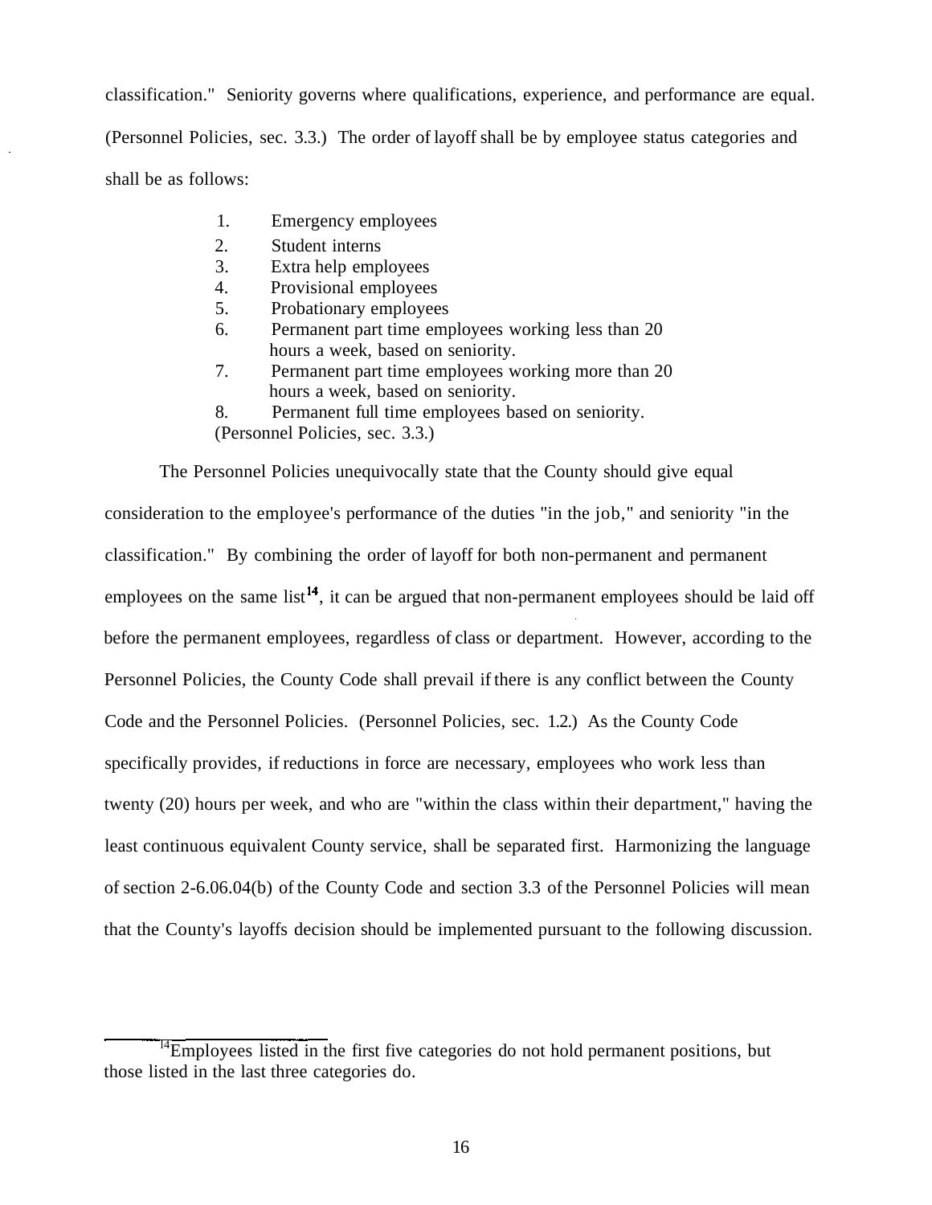classification." Seniority governs where qualifications, experience, and performance are equal. (Personnel Policies, sec. 3.3.) The order of layoff shall be by employee status categories and shall be as follows:

1. Emergency employees
2. Student interns
3. Extra help employees
4. Provisional employees
5. Probationary employees
6. Permanent part time employees working less than 20 hours a week, based on seniority.
7. Permanent part time employees working more than 20 hours a week, based on seniority.
8. Permanent full time employees based on seniority.

(Personnel Policies, sec. 3.3.)

The Personnel Policies unequivocally state that the County should give equal consideration to the employee's performance of the duties "in the job," and seniority "in the classification." By combining the order of layoff for both non-permanent and permanent employees on the same list[14], it can be argued that non-permanent employees should be laid off before the permanent employees, regardless of class or department. However, according to the Personnel Policies, the County Code shall prevail if there is any conflict between the County Code and the Personnel Policies. (Personnel Policies, sec. 1.2.) As the County Code specifically provides, if reductions in force are necessary, employees who work less than twenty (20) hours per week, and who are "within the class within their department," having the least continuous equivalent County service, shall be separated first. Harmonizing the language of section 2-6.06.04(b) of the County Code and section 3.3 of the Personnel Policies will mean that the County's layoffs decision should be implemented pursuant to the following discussion.

---

[14] Employees listed in the first five categories do not hold permanent positions, but those listed in the last three categories do.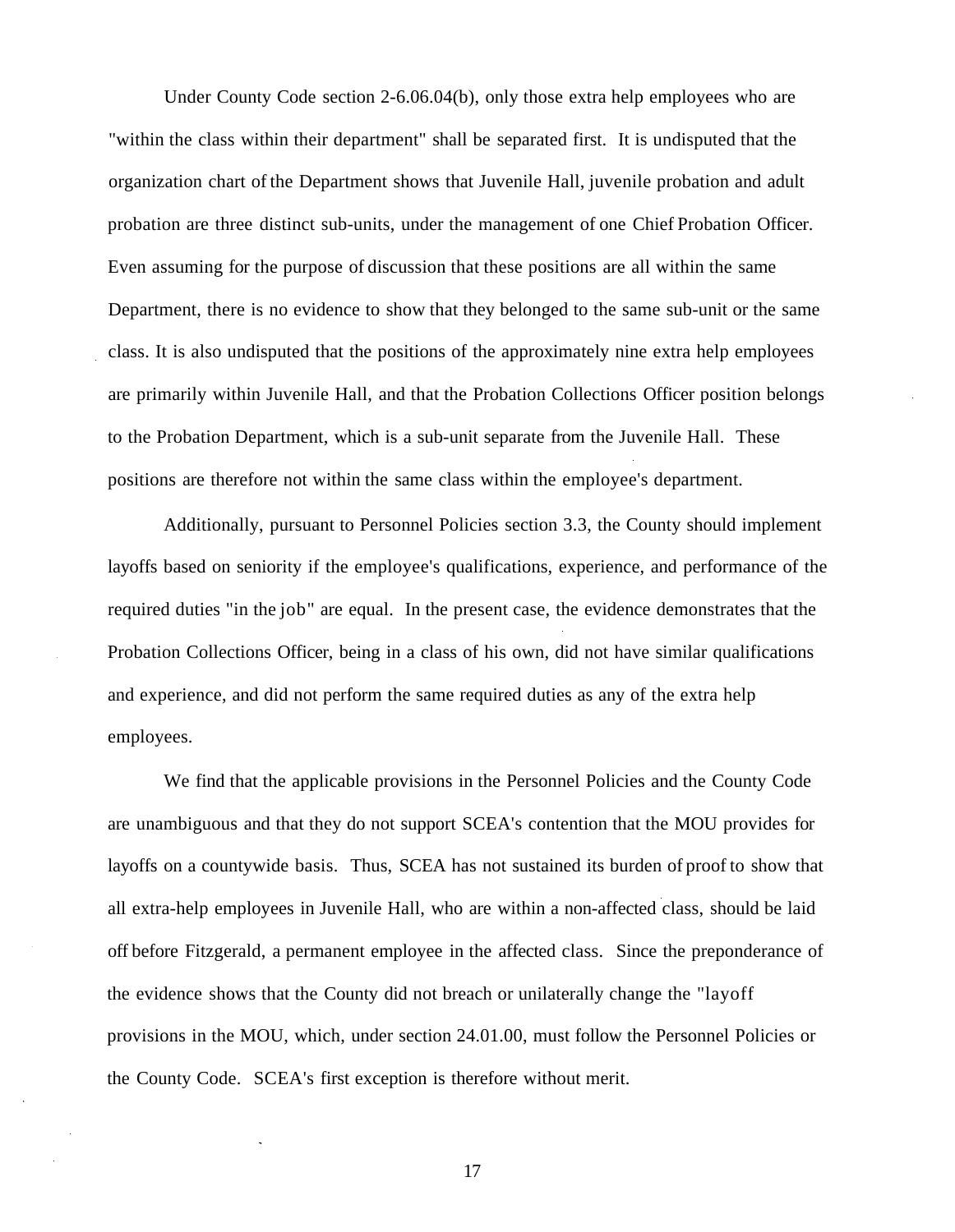Under County Code section 2-6.06.04(b), only those extra help employees who are "within the class within their department" shall be separated first. It is undisputed that the organization chart of the Department shows that Juvenile Hall, juvenile probation and adult probation are three distinct sub-units, under the management of one Chief Probation Officer. Even assuming for the purpose of discussion that these positions are all within the same Department, there is no evidence to show that they belonged to the same sub-unit or the same class. It is also undisputed that the positions of the approximately nine extra help employees are primarily within Juvenile Hall, and that the Probation Collections Officer position belongs to the Probation Department, which is a sub-unit separate from the Juvenile Hall. These positions are therefore not within the same class within the employee's department.

Additionally, pursuant to Personnel Policies section 3.3, the County should implement layoffs based on seniority if the employee's qualifications, experience, and performance of the required duties "in the job" are equal. In the present case, the evidence demonstrates that the Probation Collections Officer, being in a class of his own, did not have similar qualifications and experience, and did not perform the same required duties as any of the extra help employees.

We find that the applicable provisions in the Personnel Policies and the County Code are unambiguous and that they do not support SCEA's contention that the MOU provides for layoffs on a countywide basis. Thus, SCEA has not sustained its burden of proof to show that all extra-help employees in Juvenile Hall, who are within a non-affected class, should be laid off before Fitzgerald, a permanent employee in the affected class. Since the preponderance of the evidence shows that the County did not breach or unilaterally change the "layoff provisions in the MOU, which, under section 24.01.00, must follow the Personnel Policies or the County Code. SCEA's first exception is therefore without merit.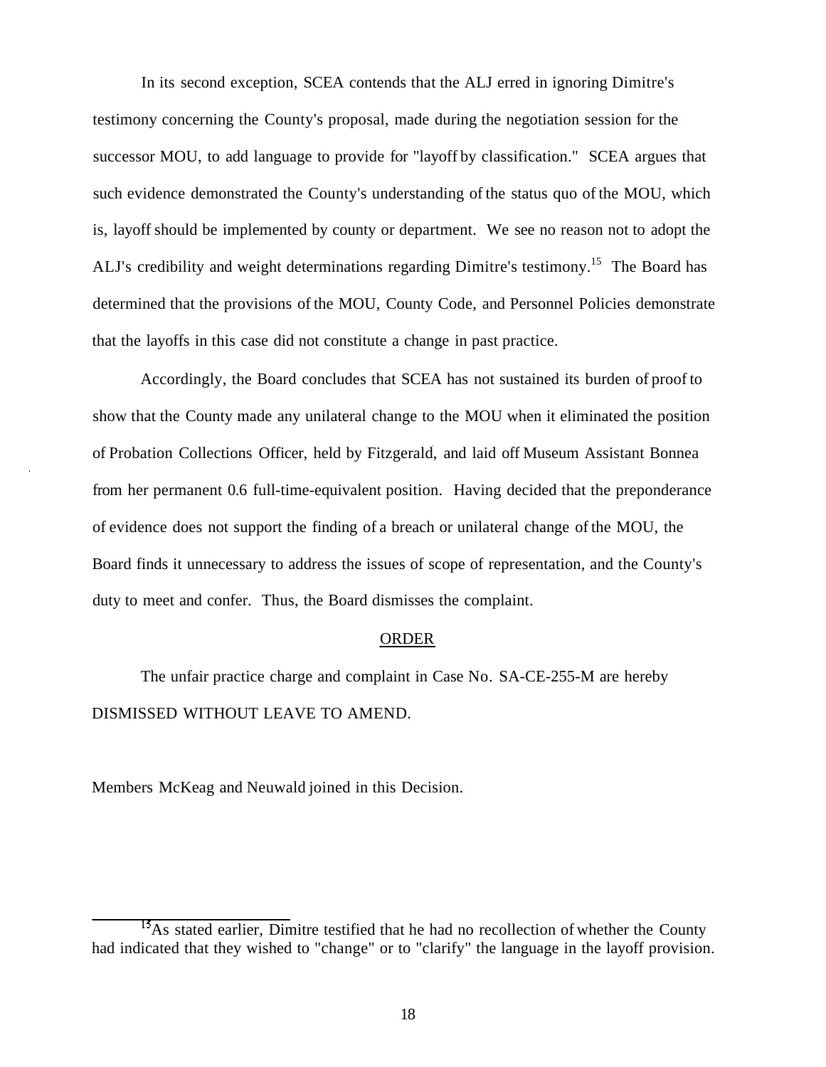In its second exception, SCEA contends that the ALJ erred in ignoring Dimitre's testimony concerning the County's proposal, made during the negotiation session for the successor MOU, to add language to provide for "layoff by classification." SCEA argues that such evidence demonstrated the County's understanding of the status quo of the MOU, which is, layoff should be implemented by county or department. We see no reason not to adopt the ALJ's credibility and weight determinations regarding Dimitre's testimony.[15] The Board has determined that the provisions of the MOU, County Code, and Personnel Policies demonstrate that the layoffs in this case did not constitute a change in past practice.

Accordingly, the Board concludes that SCEA has not sustained its burden of proof to show that the County made any unilateral change to the MOU when it eliminated the position of Probation Collections Officer, held by Fitzgerald, and laid off Museum Assistant Bonnea from her permanent 0.6 full-time-equivalent position. Having decided that the preponderance of evidence does not support the finding of a breach or unilateral change of the MOU, the Board finds it unnecessary to address the issues of scope of representation, and the County's duty to meet and confer. Thus, the Board dismisses the complaint.

## ORDER

The unfair practice charge and complaint in Case No. SA-CE-255-M are hereby DISMISSED WITHOUT LEAVE TO AMEND.

Members McKeag and Neuwald joined in this Decision.

---

[15] As stated earlier, Dimitre testified that he had no recollection of whether the County had indicated that they wished to "change" or to "clarify" the language in the layoff provision.